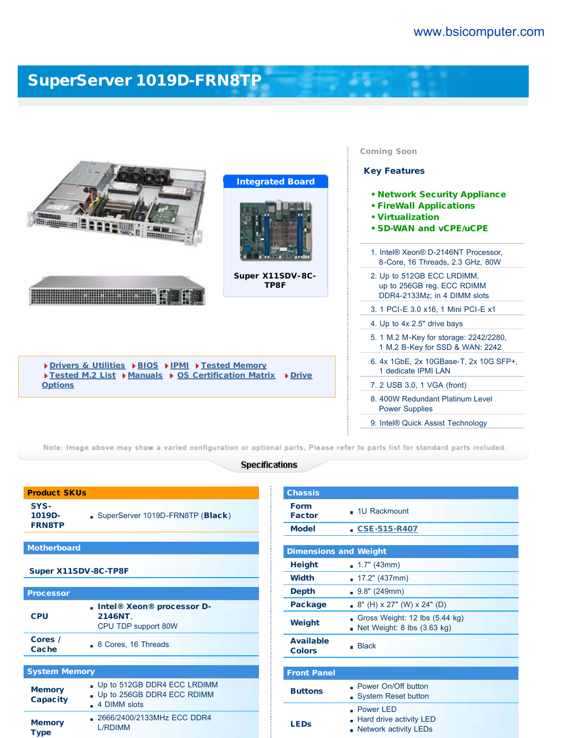www.bsicomputer.com

# SuperServer 1019D-FRN8TP

**Integrated Board**

Super X11SDV-8C-TP8F

Drivers & Utilities | BIOS | IPMI | Tested Memory | Tested M.2 List | Manuals | OS Certification Matrix | Drive Options

Coming Soon

## Key Features

- **Network Security Appliance**
- **FireWall Applications**
- **Virtualization**
- **SD-WAN and vCPE/uCPE**

1. Intel® Xeon® D-2146NT Processor, 8-Core, 16 Threads, 2.3 GHz, 80W
2. Up to 512GB ECC LRDIMM, up to 256GB reg. ECC RDIMM DDR4-2133Mz; in 4 DIMM slots
3. 1 PCI-E 3.0 x16, 1 Mini PCI-E x1
4. Up to 4x 2.5" drive bays
5. 1 M.2 M-Key for storage: 2242/2280, 1 M.2 B-Key for SSD & WAN: 2242
6. 4x 1GbE, 2x 10GBase-T, 2x 10G SFP+, 1 dedicate IPMI LAN
7. 2 USB 3.0, 1 VGA (front)
8. 400W Redundant Platinum Level Power Supplies
9. Intel® Quick Assist Technology

Note: Image above may show a varied configuration or optional parts, Please refer to parts list for standard parts included.

## Specifications

| Product SKUs | |
|---|---|
| SYS-1019D-FRN8TP | SuperServer 1019D-FRN8TP (**Black**) |

| Motherboard |
|---|
| **Super X11SDV-8C-TP8F** |

| Processor | |
|---|---|
| CPU | **Intel® Xeon® processor D-2146NT**, CPU TDP support 80W |
| Cores / Cache | 8 Cores, 16 Threads |

| System Memory | |
|---|---|
| Memory Capacity | Up to 512GB DDR4 ECC LRDIMM<br>Up to 256GB DDR4 ECC RDIMM<br>4 DIMM slots |
| Memory Type | 2666/2400/2133MHz ECC DDR4 L/RDIMM |

| Chassis | |
|---|---|
| Form Factor | 1U Rackmount |
| Model | CSE-515-R407 |

| Dimensions and Weight | |
|---|---|
| Height | 1.7" (43mm) |
| Width | 17.2" (437mm) |
| Depth | 9.8" (249mm) |
| Package | 8" (H) x 27" (W) x 24" (D) |
| Weight | Gross Weight: 12 lbs (5.44 kg)<br>Net Weight: 8 lbs (3.63 kg) |
| Available Colors | Black |

| Front Panel | |
|---|---|
| Buttons | Power On/Off button<br>System Reset button |
| LEDs | Power LED<br>Hard drive activity LED<br>Network activity LEDs |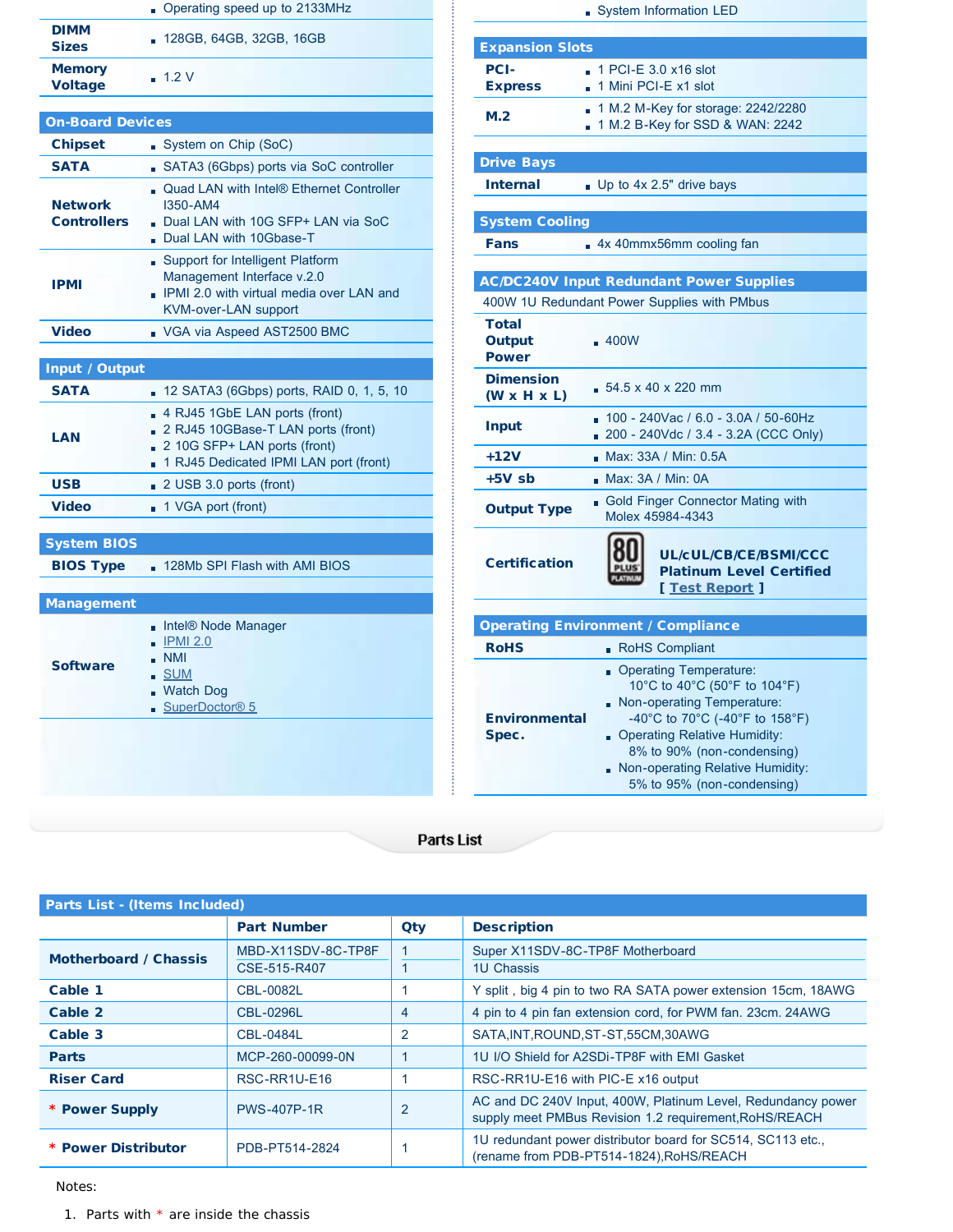| | |
|---|---|
| | Operating speed up to 2133MHz |
| **DIMM Sizes** | 128GB, 64GB, 32GB, 16GB |
| **Memory Voltage** | 1.2 V |

## On-Board Devices

| | |
|---|---|
| **Chipset** | System on Chip (SoC) |
| **SATA** | SATA3 (6Gbps) ports via SoC controller |
| **Network Controllers** | Quad LAN with Intel® Ethernet Controller I350-AM4<br>Dual LAN with 10G SFP+ LAN via SoC<br>Dual LAN with 10Gbase-T |
| **IPMI** | Support for Intelligent Platform Management Interface v.2.0<br>IPMI 2.0 with virtual media over LAN and KVM-over-LAN support |
| **Video** | VGA via Aspeed AST2500 BMC |

## Input / Output

| | |
|---|---|
| **SATA** | 12 SATA3 (6Gbps) ports, RAID 0, 1, 5, 10 |
| **LAN** | 4 RJ45 1GbE LAN ports (front)<br>2 RJ45 10GBase-T LAN ports (front)<br>2 10G SFP+ LAN ports (front)<br>1 RJ45 Dedicated IPMI LAN port (front) |
| **USB** | 2 USB 3.0 ports (front) |
| **Video** | 1 VGA port (front) |

## System BIOS

| | |
|---|---|
| **BIOS Type** | 128Mb SPI Flash with AMI BIOS |

## Management

| | |
|---|---|
| **Software** | Intel® Node Manager<br>IPMI 2.0<br>NMI<br>SUM<br>Watch Dog<br>SuperDoctor® 5 |

| | |
|---|---|
| | System Information LED |

## Expansion Slots

| | |
|---|---|
| **PCI-Express** | 1 PCI-E 3.0 x16 slot<br>1 Mini PCI-E x1 slot |
| **M.2** | 1 M.2 M-Key for storage: 2242/2280<br>1 M.2 B-Key for SSD & WAN: 2242 |

## Drive Bays

| | |
|---|---|
| **Internal** | Up to 4x 2.5" drive bays |

## System Cooling

| | |
|---|---|
| **Fans** | 4x 40mmx56mm cooling fan |

## AC/DC240V Input Redundant Power Supplies

400W 1U Redundant Power Supplies with PMbus

| | |
|---|---|
| **Total Output Power** | 400W |
| **Dimension (W x H x L)** | 54.5 x 40 x 220 mm |
| **Input** | 100 - 240Vac / 6.0 - 3.0A / 50-60Hz<br>200 - 240Vdc / 3.4 - 3.2A (CCC Only) |
| **+12V** | Max: 33A / Min: 0.5A |
| **+5V sb** | Max: 3A / Min: 0A |
| **Output Type** | Gold Finger Connector Mating with Molex 45984-4343 |
| **Certification** | **UL/cUL/CB/CE/BSMI/CCC Platinum Level Certified** [ Test Report ] |

## Operating Environment / Compliance

| | |
|---|---|
| **RoHS** | RoHS Compliant |
| **Environmental Spec.** | Operating Temperature: 10°C to 40°C (50°F to 104°F)<br>Non-operating Temperature: -40°C to 70°C (-40°F to 158°F)<br>Operating Relative Humidity: 8% to 90% (non-condensing)<br>Non-operating Relative Humidity: 5% to 95% (non-condensing) |

# Parts List

## Parts List - (Items Included)

| | Part Number | Qty | Description |
|---|---|---|---|
| **Motherboard / Chassis** | MBD-X11SDV-8C-TP8F | 1 | Super X11SDV-8C-TP8F Motherboard |
| | CSE-515-R407 | 1 | 1U Chassis |
| **Cable 1** | CBL-0082L | 1 | Y split , big 4 pin to two RA SATA power extension 15cm, 18AWG |
| **Cable 2** | CBL-0296L | 4 | 4 pin to 4 pin fan extension cord, for PWM fan. 23cm. 24AWG |
| **Cable 3** | CBL-0484L | 2 | SATA,INT,ROUND,ST-ST,55CM,30AWG |
| **Parts** | MCP-260-00099-0N | 1 | 1U I/O Shield for A2SDi-TP8F with EMI Gasket |
| **Riser Card** | RSC-RR1U-E16 | 1 | RSC-RR1U-E16 with PIC-E x16 output |
| * **Power Supply** | PWS-407P-1R | 2 | AC and DC 240V Input, 400W, Platinum Level, Redundancy power supply meet PMBus Revision 1.2 requirement,RoHS/REACH |
| * **Power Distributor** | PDB-PT514-2824 | 1 | 1U redundant power distributor board for SC514, SC113 etc., (rename from PDB-PT514-1824),RoHS/REACH |

Notes:

1. Parts with * are inside the chassis